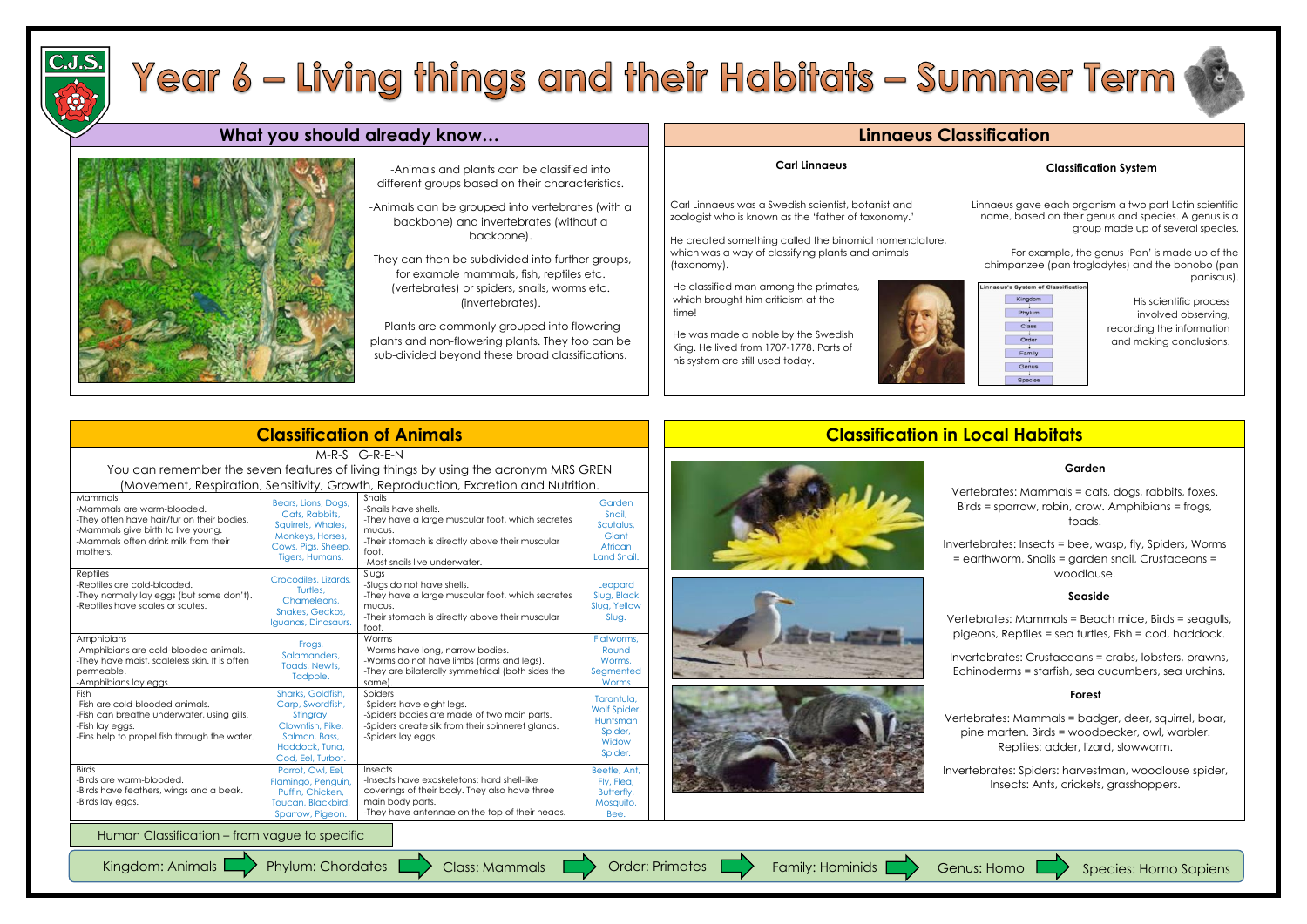# Year 6 – Living things and their Habitats – Summer Term

## What you should already know…

-Animals and plants can be classified into different groups based on their characteristics.

-Animals can be grouped into vertebrates (with a backbone) and invertebrates (without a backbone).

-They can then be subdivided into further groups, for example mammals, fish, reptiles etc. (vertebrates) or spiders, snails, worms etc. (invertebrates).

-Plants are commonly grouped into flowering plants and non-flowering plants. They too can be sub-divided beyond these broad classifications.

## Linnaeus Classification

### Carl Linnaeus

Carl Linnaeus was a Swedish scientist, botanist and zoologist who is known as the 'father of taxonomy.'

He created something called the binomial nomenclature, which was a way of classifying plants and animals (taxonomy).

He classified man among the primates, which brought him criticism at the time!

He was made a noble by the Swedish King. He lived from 1707-1778. Parts of his system are still used today.

### Classification System

Linnaeus gave each organism a two part Latin scientific name, based on their genus and species. A genus is a group made up of several species.

For example, the genus 'Pan' is made up of the chimpanzee (pan troglodytes) and the bonobo (pan paniscus).

Linnaeus's System of Classification: Kingdom → Phylum → Class → Order → Family → Genus → Species

His scientific process involved observing, recording the information and making conclusions.

## Classification of Animals

M-R-S G-R-E-N

You can remember the seven features of living things by using the acronym MRS GREN (Movement, Respiration, Sensitivity, Growth, Reproduction, Excretion and Nutrition.

| Group | Examples | Group | Examples |
|---|---|---|---|
| Mammals<br>-Mammals are warm-blooded.<br>-They often have hair/fur on their bodies.<br>-Mammals give birth to live young.<br>-Mammals often drink milk from their mothers. | Bears, Lions, Dogs, Cats, Rabbits, Squirrels, Whales, Monkeys, Horses, Cows, Pigs, Sheep, Tigers, Humans. | Snails<br>-Snails have shells.<br>-They have a large muscular foot, which secretes mucus.<br>-Their stomach is directly above their muscular foot.<br>-Most snails live underwater. | Garden Snail, Scutalus, Giant African Land Snail. |
| Reptiles<br>-Reptiles are cold-blooded.<br>-They normally lay eggs (but some don't).<br>-Reptiles have scales or scutes. | Crocodiles, Lizards, Turtles, Chameleons, Snakes, Geckos, Iguanas, Dinosaurs. | Slugs<br>-Slugs do not have shells.<br>-They have a large muscular foot, which secretes mucus.<br>-Their stomach is directly above their muscular foot. | Leopard Slug, Black Slug, Yellow Slug. |
| Amphibians<br>-Amphibians are cold-blooded animals.<br>-They have moist, scaleless skin. It is often permeable.<br>-Amphibians lay eggs. | Frogs, Salamanders, Toads, Newts, Tadpole. | Worms<br>-Worms have long, narrow bodies.<br>-Worms do not have limbs (arms and legs).<br>-They are bilaterally symmetrical (both sides the same). | Flatworms, Round Worms, Segmented Worms |
| Fish<br>-Fish are cold-blooded animals.<br>-Fish can breathe underwater, using gills.<br>-Fish lay eggs.<br>-Fins help to propel fish through the water. | Sharks, Goldfish, Carp, Swordfish, Stingray, Clownfish, Pike, Salmon, Bass, Haddock, Tuna, Cod, Eel, Turbot. | Spiders<br>-Spiders have eight legs.<br>-Spiders bodies are made of two main parts.<br>-Spiders create silk from their spinneret glands.<br>-Spiders lay eggs. | Tarantula, Wolf Spider, Huntsman Spider, Widow Spider. |
| Birds<br>-Birds are warm-blooded.<br>-Birds have feathers, wings and a beak.<br>-Birds lay eggs. | Parrot, Owl, Eel, Flamingo, Penguin, Puffin, Chicken, Toucan, Blackbird, Sparrow, Pigeon. | Insects<br>-Insects have exoskeletons: hard shell-like coverings of their body. They also have three main body parts.<br>-They have antennae on the top of their heads. | Beetle, Ant, Fly, Flea, Butterfly, Mosquito, Bee. |

## Classification in Local Habitats

### Garden

Vertebrates: Mammals = cats, dogs, rabbits, foxes. Birds = sparrow, robin, crow. Amphibians = frogs, toads.

Invertebrates: Insects = bee, wasp, fly, Spiders, Worms = earthworm, Snails = garden snail, Crustaceans = woodlouse.

### Seaside

Vertebrates: Mammals = Beach mice, Birds = seagulls, pigeons, Reptiles = sea turtles, Fish = cod, haddock.

Invertebrates: Crustaceans = crabs, lobsters, prawns, Echinoderms = starfish, sea cucumbers, sea urchins.

### Forest

Vertebrates: Mammals = badger, deer, squirrel, boar, pine marten. Birds = woodpecker, owl, warbler. Reptiles: adder, lizard, slowworm.

Invertebrates: Spiders: harvestman, woodlouse spider, Insects: Ants, crickets, grasshoppers.

## Human Classification – from vague to specific

Kingdom: Animals → Phylum: Chordates → Class: Mammals → Order: Primates → Family: Hominids → Genus: Homo → Species: Homo Sapiens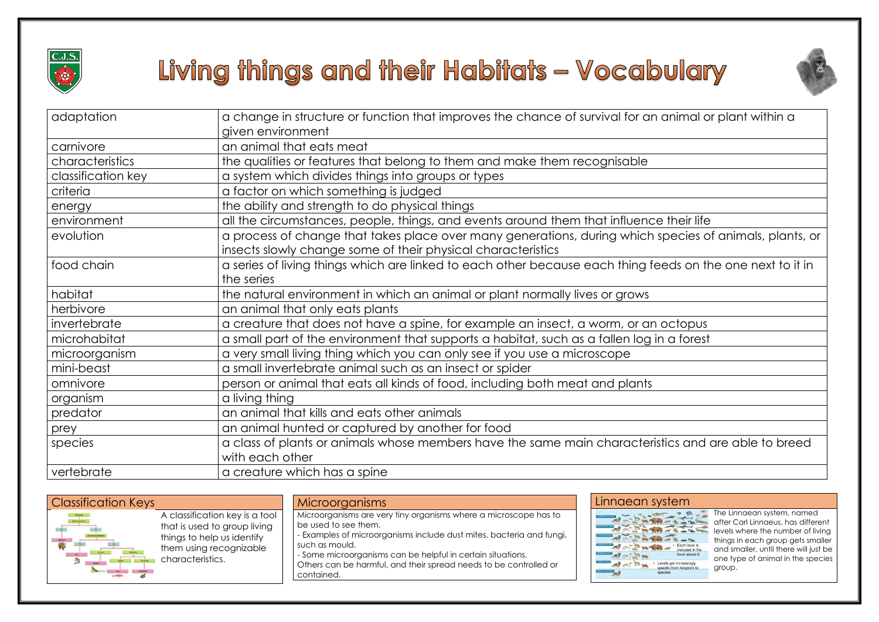# Living things and their Habitats – Vocabulary

| | |
|---|---|
| adaptation | a change in structure or function that improves the chance of survival for an animal or plant within a given environment |
| carnivore | an animal that eats meat |
| characteristics | the qualities or features that belong to them and make them recognisable |
| classification key | a system which divides things into groups or types |
| criteria | a factor on which something is judged |
| energy | the ability and strength to do physical things |
| environment | all the circumstances, people, things, and events around them that influence their life |
| evolution | a process of change that takes place over many generations, during which species of animals, plants, or insects slowly change some of their physical characteristics |
| food chain | a series of living things which are linked to each other because each thing feeds on the one next to it in the series |
| habitat | the natural environment in which an animal or plant normally lives or grows |
| herbivore | an animal that only eats plants |
| invertebrate | a creature that does not have a spine, for example an insect, a worm, or an octopus |
| microhabitat | a small part of the environment that supports a habitat, such as a fallen log in a forest |
| microorganism | a very small living thing which you can only see if you use a microscope |
| mini-beast | a small invertebrate animal such as an insect or spider |
| omnivore | person or animal that eats all kinds of food, including both meat and plants |
| organism | a living thing |
| predator | an animal that kills and eats other animals |
| prey | an animal hunted or captured by another for food |
| species | a class of plants or animals whose members have the same main characteristics and are able to breed with each other |
| vertebrate | a creature which has a spine |

## Classification Keys

A classification key is a tool that is used to group living things to help us identify them using recognizable characteristics.

## Microorganisms

Microorganisms are very tiny organisms where a microscope has to be used to see them.

- Examples of microorganisms include dust mites, bacteria and fungi, such as mould.
- Some microorganisms can be helpful in certain situations. Others can be harmful, and their spread needs to be controlled or contained.

## Linnaean system

- Each level is included in the level above it
- Levels get increasingly specific from kingdom to species

The Linnaean system, named after Carl Linnaeus, has different levels where the number of living things in each group gets smaller and smaller, until there will just be one type of animal in the species group.